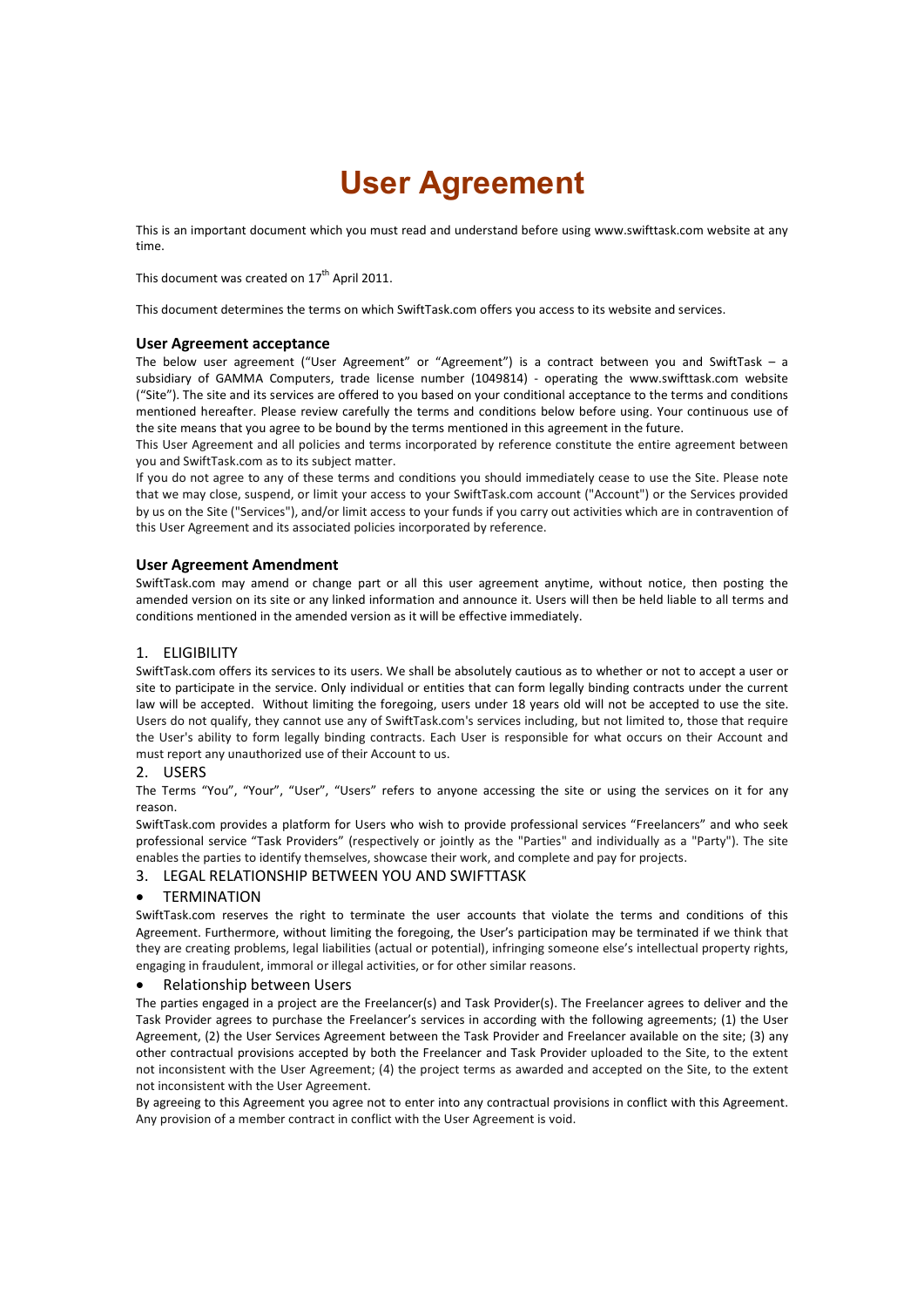# User Agreement

This is an important document which you must read and understand before using www.swifttask.com website at any time.

This document was created on 17th April 2011.

This document determines the terms on which SwiftTask.com offers you access to its website and services.

### User Agreement acceptance

The below user agreement ("User Agreement" or "Agreement") is a contract between you and SwiftTask – a subsidiary of GAMMA Computers, trade license number (1049814) - operating the www.swifttask.com website ("Site"). The site and its services are offered to you based on your conditional acceptance to the terms and conditions mentioned hereafter. Please review carefully the terms and conditions below before using. Your continuous use of the site means that you agree to be bound by the terms mentioned in this agreement in the future.

This User Agreement and all policies and terms incorporated by reference constitute the entire agreement between you and SwiftTask.com as to its subject matter.

If you do not agree to any of these terms and conditions you should immediately cease to use the Site. Please note that we may close, suspend, or limit your access to your SwiftTask.com account ("Account") or the Services provided by us on the Site ("Services"), and/or limit access to your funds if you carry out activities which are in contravention of this User Agreement and its associated policies incorporated by reference.

### User Agreement Amendment

SwiftTask.com may amend or change part or all this user agreement anytime, without notice, then posting the amended version on its site or any linked information and announce it. Users will then be held liable to all terms and conditions mentioned in the amended version as it will be effective immediately.

## 1. ELIGIBILITY

SwiftTask.com offers its services to its users. We shall be absolutely cautious as to whether or not to accept a user or site to participate in the service. Only individual or entities that can form legally binding contracts under the current law will be accepted. Without limiting the foregoing, users under 18 years old will not be accepted to use the site. Users do not qualify, they cannot use any of SwiftTask.com's services including, but not limited to, those that require the User's ability to form legally binding contracts. Each User is responsible for what occurs on their Account and must report any unauthorized use of their Account to us.

## 2. USERS

The Terms "You", "Your", "User", "Users" refers to anyone accessing the site or using the services on it for any reason.

SwiftTask.com provides a platform for Users who wish to provide professional services "Freelancers" and who seek professional service "Task Providers" (respectively or jointly as the "Parties" and individually as a "Party"). The site enables the parties to identify themselves, showcase their work, and complete and pay for projects.

## 3. LEGAL RELATIONSHIP BETWEEN YOU AND SWIFTTASK

- TERMINATION

SwiftTask.com reserves the right to terminate the user accounts that violate the terms and conditions of this Agreement. Furthermore, without limiting the foregoing, the User's participation may be terminated if we think that they are creating problems, legal liabilities (actual or potential), infringing someone else's intellectual property rights, engaging in fraudulent, immoral or illegal activities, or for other similar reasons.

- Relationship between Users

The parties engaged in a project are the Freelancer(s) and Task Provider(s). The Freelancer agrees to deliver and the Task Provider agrees to purchase the Freelancer's services in according with the following agreements; (1) the User Agreement, (2) the User Services Agreement between the Task Provider and Freelancer available on the site; (3) any other contractual provisions accepted by both the Freelancer and Task Provider uploaded to the Site, to the extent not inconsistent with the User Agreement; (4) the project terms as awarded and accepted on the Site, to the extent not inconsistent with the User Agreement.

By agreeing to this Agreement you agree not to enter into any contractual provisions in conflict with this Agreement. Any provision of a member contract in conflict with the User Agreement is void.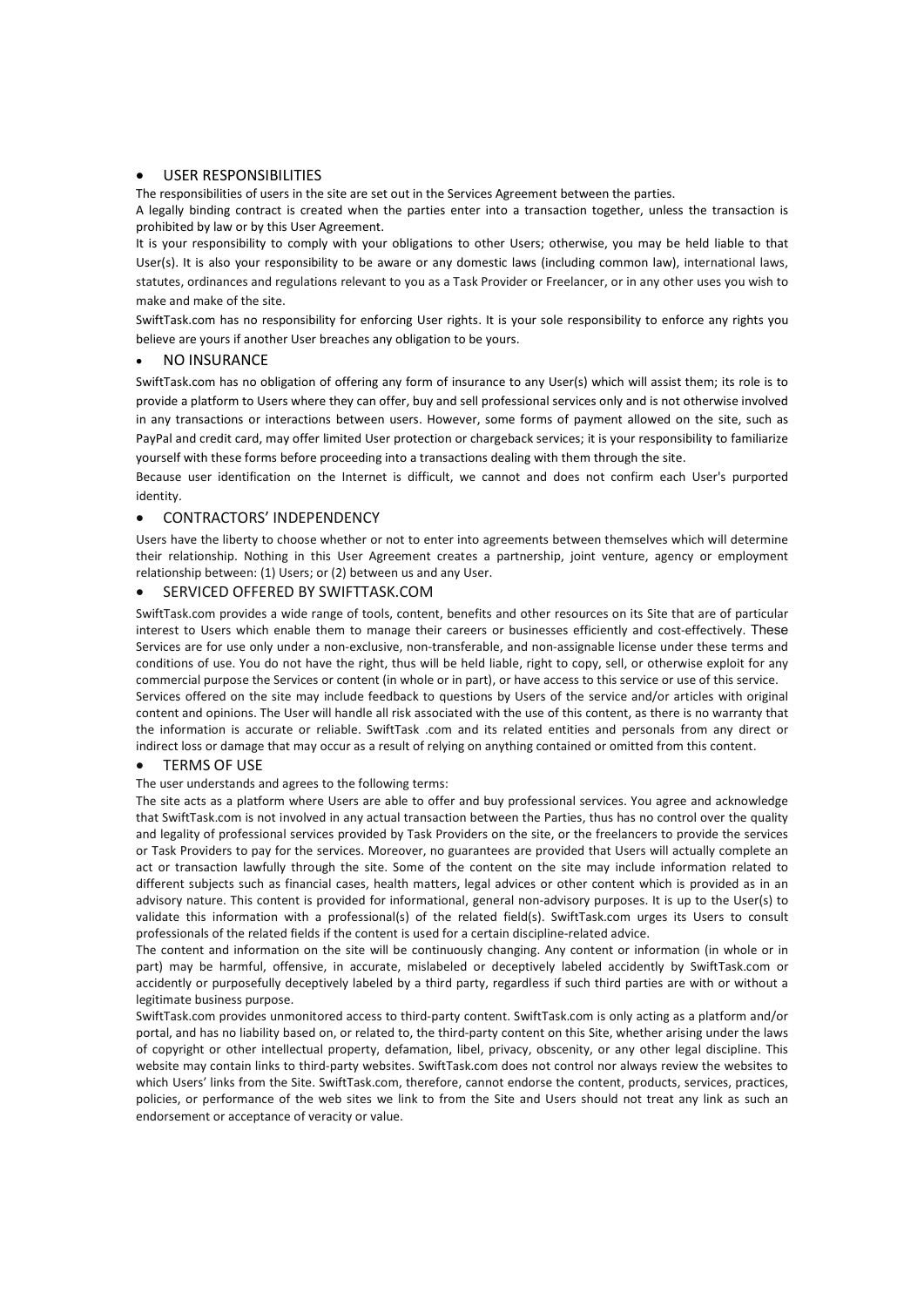- USER RESPONSIBILITIES

The responsibilities of users in the site are set out in the Services Agreement between the parties.

A legally binding contract is created when the parties enter into a transaction together, unless the transaction is prohibited by law or by this User Agreement.

It is your responsibility to comply with your obligations to other Users; otherwise, you may be held liable to that User(s). It is also your responsibility to be aware or any domestic laws (including common law), international laws, statutes, ordinances and regulations relevant to you as a Task Provider or Freelancer, or in any other uses you wish to make and make of the site.

SwiftTask.com has no responsibility for enforcing User rights. It is your sole responsibility to enforce any rights you believe are yours if another User breaches any obligation to be yours.

- NO INSURANCE

SwiftTask.com has no obligation of offering any form of insurance to any User(s) which will assist them; its role is to provide a platform to Users where they can offer, buy and sell professional services only and is not otherwise involved in any transactions or interactions between users. However, some forms of payment allowed on the site, such as PayPal and credit card, may offer limited User protection or chargeback services; it is your responsibility to familiarize yourself with these forms before proceeding into a transactions dealing with them through the site.

Because user identification on the Internet is difficult, we cannot and does not confirm each User's purported identity.

- CONTRACTORS' INDEPENDENCY

Users have the liberty to choose whether or not to enter into agreements between themselves which will determine their relationship. Nothing in this User Agreement creates a partnership, joint venture, agency or employment relationship between: (1) Users; or (2) between us and any User.

- SERVICED OFFERED BY SWIFTTASK.COM

SwiftTask.com provides a wide range of tools, content, benefits and other resources on its Site that are of particular interest to Users which enable them to manage their careers or businesses efficiently and cost-effectively. These Services are for use only under a non-exclusive, non-transferable, and non-assignable license under these terms and conditions of use. You do not have the right, thus will be held liable, right to copy, sell, or otherwise exploit for any commercial purpose the Services or content (in whole or in part), or have access to this service or use of this service.

Services offered on the site may include feedback to questions by Users of the service and/or articles with original content and opinions. The User will handle all risk associated with the use of this content, as there is no warranty that the information is accurate or reliable. SwiftTask .com and its related entities and personals from any direct or indirect loss or damage that may occur as a result of relying on anything contained or omitted from this content.

- TERMS OF USE

The user understands and agrees to the following terms:

The site acts as a platform where Users are able to offer and buy professional services. You agree and acknowledge that SwiftTask.com is not involved in any actual transaction between the Parties, thus has no control over the quality and legality of professional services provided by Task Providers on the site, or the freelancers to provide the services or Task Providers to pay for the services. Moreover, no guarantees are provided that Users will actually complete an act or transaction lawfully through the site. Some of the content on the site may include information related to different subjects such as financial cases, health matters, legal advices or other content which is provided as in an advisory nature. This content is provided for informational, general non-advisory purposes. It is up to the User(s) to validate this information with a professional(s) of the related field(s). SwiftTask.com urges its Users to consult professionals of the related fields if the content is used for a certain discipline-related advice.

The content and information on the site will be continuously changing. Any content or information (in whole or in part) may be harmful, offensive, in accurate, mislabeled or deceptively labeled accidently by SwiftTask.com or accidently or purposefully deceptively labeled by a third party, regardless if such third parties are with or without a legitimate business purpose.

SwiftTask.com provides unmonitored access to third-party content. SwiftTask.com is only acting as a platform and/or portal, and has no liability based on, or related to, the third-party content on this Site, whether arising under the laws of copyright or other intellectual property, defamation, libel, privacy, obscenity, or any other legal discipline. This website may contain links to third-party websites. SwiftTask.com does not control nor always review the websites to which Users' links from the Site. SwiftTask.com, therefore, cannot endorse the content, products, services, practices, policies, or performance of the web sites we link to from the Site and Users should not treat any link as such an endorsement or acceptance of veracity or value.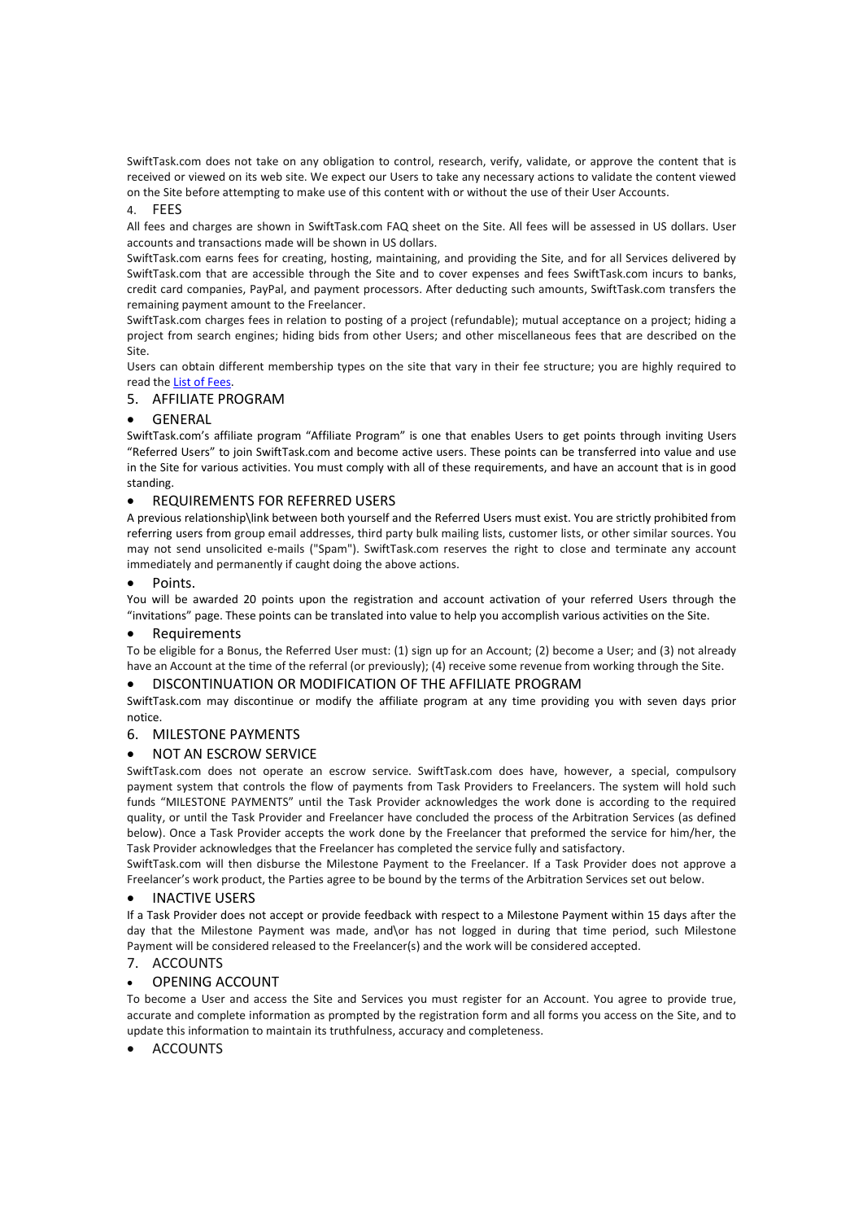SwiftTask.com does not take on any obligation to control, research, verify, validate, or approve the content that is received or viewed on its web site. We expect our Users to take any necessary actions to validate the content viewed on the Site before attempting to make use of this content with or without the use of their User Accounts.

## 4. FEES

All fees and charges are shown in SwiftTask.com FAQ sheet on the Site. All fees will be assessed in US dollars. User accounts and transactions made will be shown in US dollars.

SwiftTask.com earns fees for creating, hosting, maintaining, and providing the Site, and for all Services delivered by SwiftTask.com that are accessible through the Site and to cover expenses and fees SwiftTask.com incurs to banks, credit card companies, PayPal, and payment processors. After deducting such amounts, SwiftTask.com transfers the remaining payment amount to the Freelancer.

SwiftTask.com charges fees in relation to posting of a project (refundable); mutual acceptance on a project; hiding a project from search engines; hiding bids from other Users; and other miscellaneous fees that are described on the Site.

Users can obtain different membership types on the site that vary in their fee structure; you are highly required to read the [List of Fees](#).

## 5. AFFILIATE PROGRAM

- GENERAL

SwiftTask.com's affiliate program "Affiliate Program" is one that enables Users to get points through inviting Users "Referred Users" to join SwiftTask.com and become active users. These points can be transferred into value and use in the Site for various activities. You must comply with all of these requirements, and have an account that is in good standing.

- REQUIREMENTS FOR REFERRED USERS

A previous relationship\link between both yourself and the Referred Users must exist. You are strictly prohibited from referring users from group email addresses, third party bulk mailing lists, customer lists, or other similar sources. You may not send unsolicited e-mails ("Spam"). SwiftTask.com reserves the right to close and terminate any account immediately and permanently if caught doing the above actions.

- Points.

You will be awarded 20 points upon the registration and account activation of your referred Users through the "invitations" page. These points can be translated into value to help you accomplish various activities on the Site.

- Requirements

To be eligible for a Bonus, the Referred User must: (1) sign up for an Account; (2) become a User; and (3) not already have an Account at the time of the referral (or previously); (4) receive some revenue from working through the Site.

- DISCONTINUATION OR MODIFICATION OF THE AFFILIATE PROGRAM

SwiftTask.com may discontinue or modify the affiliate program at any time providing you with seven days prior notice.

## 6. MILESTONE PAYMENTS

- NOT AN ESCROW SERVICE

SwiftTask.com does not operate an escrow service. SwiftTask.com does have, however, a special, compulsory payment system that controls the flow of payments from Task Providers to Freelancers. The system will hold such funds "MILESTONE PAYMENTS" until the Task Provider acknowledges the work done is according to the required quality, or until the Task Provider and Freelancer have concluded the process of the Arbitration Services (as defined below). Once a Task Provider accepts the work done by the Freelancer that preformed the service for him/her, the Task Provider acknowledges that the Freelancer has completed the service fully and satisfactory.

SwiftTask.com will then disburse the Milestone Payment to the Freelancer. If a Task Provider does not approve a Freelancer's work product, the Parties agree to be bound by the terms of the Arbitration Services set out below.

- INACTIVE USERS

If a Task Provider does not accept or provide feedback with respect to a Milestone Payment within 15 days after the day that the Milestone Payment was made, and\or has not logged in during that time period, such Milestone Payment will be considered released to the Freelancer(s) and the work will be considered accepted.

## 7. ACCOUNTS

- OPENING ACCOUNT

To become a User and access the Site and Services you must register for an Account. You agree to provide true, accurate and complete information as prompted by the registration form and all forms you access on the Site, and to update this information to maintain its truthfulness, accuracy and completeness.

- ACCOUNTS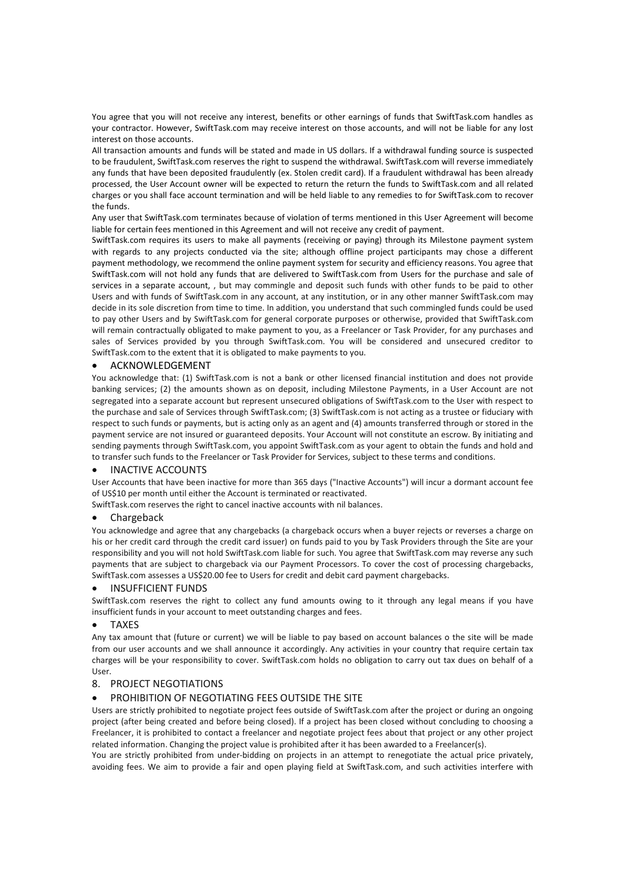You agree that you will not receive any interest, benefits or other earnings of funds that SwiftTask.com handles as your contractor. However, SwiftTask.com may receive interest on those accounts, and will not be liable for any lost interest on those accounts.

All transaction amounts and funds will be stated and made in US dollars. If a withdrawal funding source is suspected to be fraudulent, SwiftTask.com reserves the right to suspend the withdrawal. SwiftTask.com will reverse immediately any funds that have been deposited fraudulently (ex. Stolen credit card). If a fraudulent withdrawal has been already processed, the User Account owner will be expected to return the return the funds to SwiftTask.com and all related charges or you shall face account termination and will be held liable to any remedies to for SwiftTask.com to recover the funds.

Any user that SwiftTask.com terminates because of violation of terms mentioned in this User Agreement will become liable for certain fees mentioned in this Agreement and will not receive any credit of payment.

SwiftTask.com requires its users to make all payments (receiving or paying) through its Milestone payment system with regards to any projects conducted via the site; although offline project participants may chose a different payment methodology, we recommend the online payment system for security and efficiency reasons. You agree that SwiftTask.com will not hold any funds that are delivered to SwiftTask.com from Users for the purchase and sale of services in a separate account, , but may commingle and deposit such funds with other funds to be paid to other Users and with funds of SwiftTask.com in any account, at any institution, or in any other manner SwiftTask.com may decide in its sole discretion from time to time. In addition, you understand that such commingled funds could be used to pay other Users and by SwiftTask.com for general corporate purposes or otherwise, provided that SwiftTask.com will remain contractually obligated to make payment to you, as a Freelancer or Task Provider, for any purchases and sales of Services provided by you through SwiftTask.com. You will be considered and unsecured creditor to SwiftTask.com to the extent that it is obligated to make payments to you.

- ACKNOWLEDGEMENT

You acknowledge that: (1) SwiftTask.com is not a bank or other licensed financial institution and does not provide banking services; (2) the amounts shown as on deposit, including Milestone Payments, in a User Account are not segregated into a separate account but represent unsecured obligations of SwiftTask.com to the User with respect to the purchase and sale of Services through SwiftTask.com; (3) SwiftTask.com is not acting as a trustee or fiduciary with respect to such funds or payments, but is acting only as an agent and (4) amounts transferred through or stored in the payment service are not insured or guaranteed deposits. Your Account will not constitute an escrow. By initiating and sending payments through SwiftTask.com, you appoint SwiftTask.com as your agent to obtain the funds and hold and to transfer such funds to the Freelancer or Task Provider for Services, subject to these terms and conditions.

- INACTIVE ACCOUNTS

User Accounts that have been inactive for more than 365 days ("Inactive Accounts") will incur a dormant account fee of US$10 per month until either the Account is terminated or reactivated.

SwiftTask.com reserves the right to cancel inactive accounts with nil balances.

- Chargeback

You acknowledge and agree that any chargebacks (a chargeback occurs when a buyer rejects or reverses a charge on his or her credit card through the credit card issuer) on funds paid to you by Task Providers through the Site are your responsibility and you will not hold SwiftTask.com liable for such. You agree that SwiftTask.com may reverse any such payments that are subject to chargeback via our Payment Processors. To cover the cost of processing chargebacks, SwiftTask.com assesses a US$20.00 fee to Users for credit and debit card payment chargebacks.

- INSUFFICIENT FUNDS

SwiftTask.com reserves the right to collect any fund amounts owing to it through any legal means if you have insufficient funds in your account to meet outstanding charges and fees.

- TAXES

Any tax amount that (future or current) we will be liable to pay based on account balances o the site will be made from our user accounts and we shall announce it accordingly. Any activities in your country that require certain tax charges will be your responsibility to cover. SwiftTask.com holds no obligation to carry out tax dues on behalf of a User.

8. PROJECT NEGOTIATIONS

- PROHIBITION OF NEGOTIATING FEES OUTSIDE THE SITE

Users are strictly prohibited to negotiate project fees outside of SwiftTask.com after the project or during an ongoing project (after being created and before being closed). If a project has been closed without concluding to choosing a Freelancer, it is prohibited to contact a freelancer and negotiate project fees about that project or any other project related information. Changing the project value is prohibited after it has been awarded to a Freelancer(s).

You are strictly prohibited from under-bidding on projects in an attempt to renegotiate the actual price privately, avoiding fees. We aim to provide a fair and open playing field at SwiftTask.com, and such activities interfere with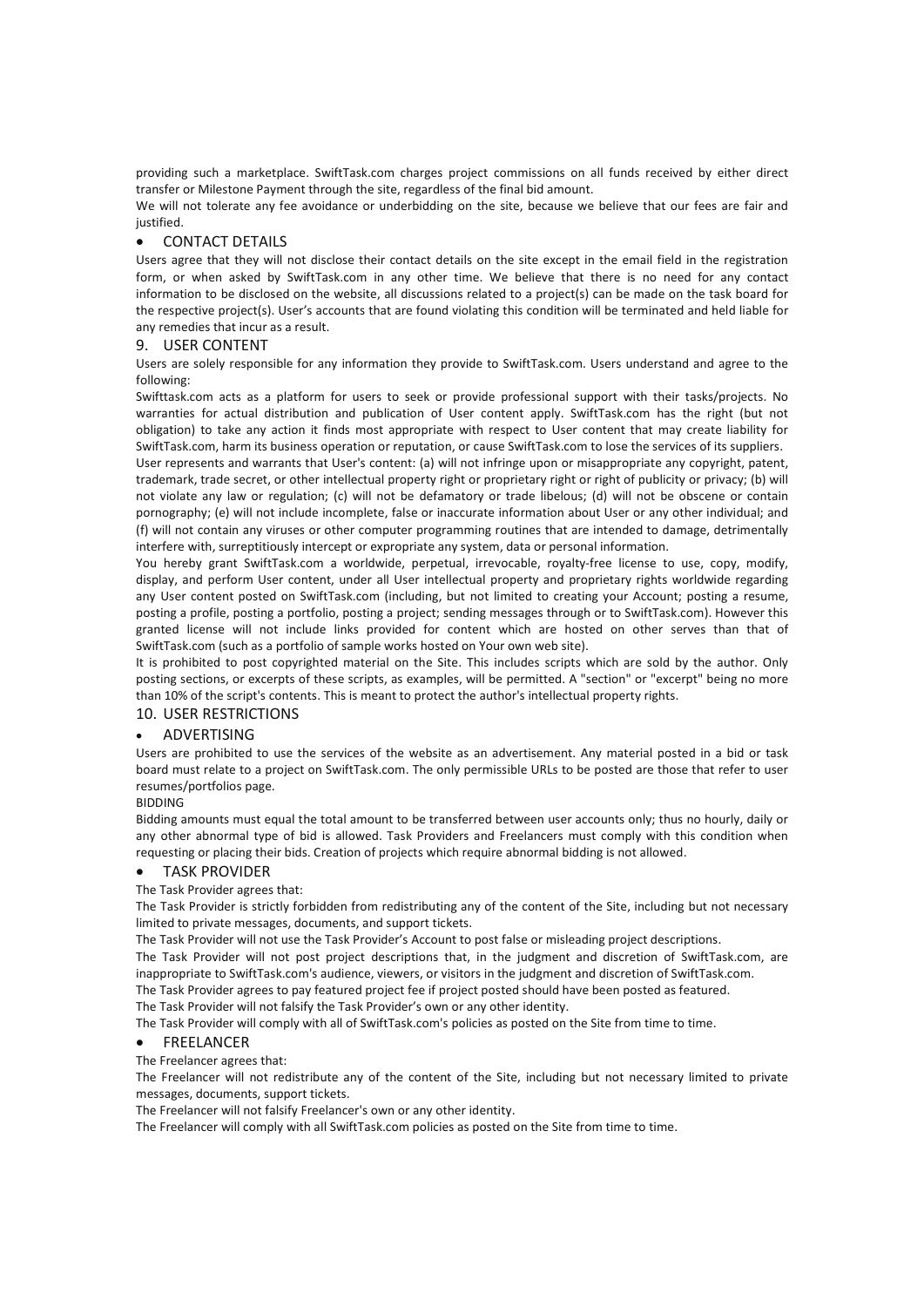providing such a marketplace. SwiftTask.com charges project commissions on all funds received by either direct transfer or Milestone Payment through the site, regardless of the final bid amount.

We will not tolerate any fee avoidance or underbidding on the site, because we believe that our fees are fair and justified.

- CONTACT DETAILS

Users agree that they will not disclose their contact details on the site except in the email field in the registration form, or when asked by SwiftTask.com in any other time. We believe that there is no need for any contact information to be disclosed on the website, all discussions related to a project(s) can be made on the task board for the respective project(s). User's accounts that are found violating this condition will be terminated and held liable for any remedies that incur as a result.

## 9. USER CONTENT

Users are solely responsible for any information they provide to SwiftTask.com. Users understand and agree to the following:

Swifttask.com acts as a platform for users to seek or provide professional support with their tasks/projects. No warranties for actual distribution and publication of User content apply. SwiftTask.com has the right (but not obligation) to take any action it finds most appropriate with respect to User content that may create liability for SwiftTask.com, harm its business operation or reputation, or cause SwiftTask.com to lose the services of its suppliers.

User represents and warrants that User's content: (a) will not infringe upon or misappropriate any copyright, patent, trademark, trade secret, or other intellectual property right or proprietary right or right of publicity or privacy; (b) will not violate any law or regulation; (c) will not be defamatory or trade libelous; (d) will not be obscene or contain pornography; (e) will not include incomplete, false or inaccurate information about User or any other individual; and (f) will not contain any viruses or other computer programming routines that are intended to damage, detrimentally interfere with, surreptitiously intercept or expropriate any system, data or personal information.

You hereby grant SwiftTask.com a worldwide, perpetual, irrevocable, royalty-free license to use, copy, modify, display, and perform User content, under all User intellectual property and proprietary rights worldwide regarding any User content posted on SwiftTask.com (including, but not limited to creating your Account; posting a resume, posting a profile, posting a portfolio, posting a project; sending messages through or to SwiftTask.com). However this granted license will not include links provided for content which are hosted on other serves than that of SwiftTask.com (such as a portfolio of sample works hosted on Your own web site).

It is prohibited to post copyrighted material on the Site. This includes scripts which are sold by the author. Only posting sections, or excerpts of these scripts, as examples, will be permitted. A "section" or "excerpt" being no more than 10% of the script's contents. This is meant to protect the author's intellectual property rights.

## 10. USER RESTRICTIONS

- ADVERTISING

Users are prohibited to use the services of the website as an advertisement. Any material posted in a bid or task board must relate to a project on SwiftTask.com. The only permissible URLs to be posted are those that refer to user resumes/portfolios page.

BIDDING

Bidding amounts must equal the total amount to be transferred between user accounts only; thus no hourly, daily or any other abnormal type of bid is allowed. Task Providers and Freelancers must comply with this condition when requesting or placing their bids. Creation of projects which require abnormal bidding is not allowed.

- TASK PROVIDER

The Task Provider agrees that:

The Task Provider is strictly forbidden from redistributing any of the content of the Site, including but not necessary limited to private messages, documents, and support tickets.

The Task Provider will not use the Task Provider's Account to post false or misleading project descriptions.

The Task Provider will not post project descriptions that, in the judgment and discretion of SwiftTask.com, are inappropriate to SwiftTask.com's audience, viewers, or visitors in the judgment and discretion of SwiftTask.com.

The Task Provider agrees to pay featured project fee if project posted should have been posted as featured.

The Task Provider will not falsify the Task Provider's own or any other identity.

The Task Provider will comply with all of SwiftTask.com's policies as posted on the Site from time to time.

- FREELANCER

The Freelancer agrees that:

The Freelancer will not redistribute any of the content of the Site, including but not necessary limited to private messages, documents, support tickets.

The Freelancer will not falsify Freelancer's own or any other identity.

The Freelancer will comply with all SwiftTask.com policies as posted on the Site from time to time.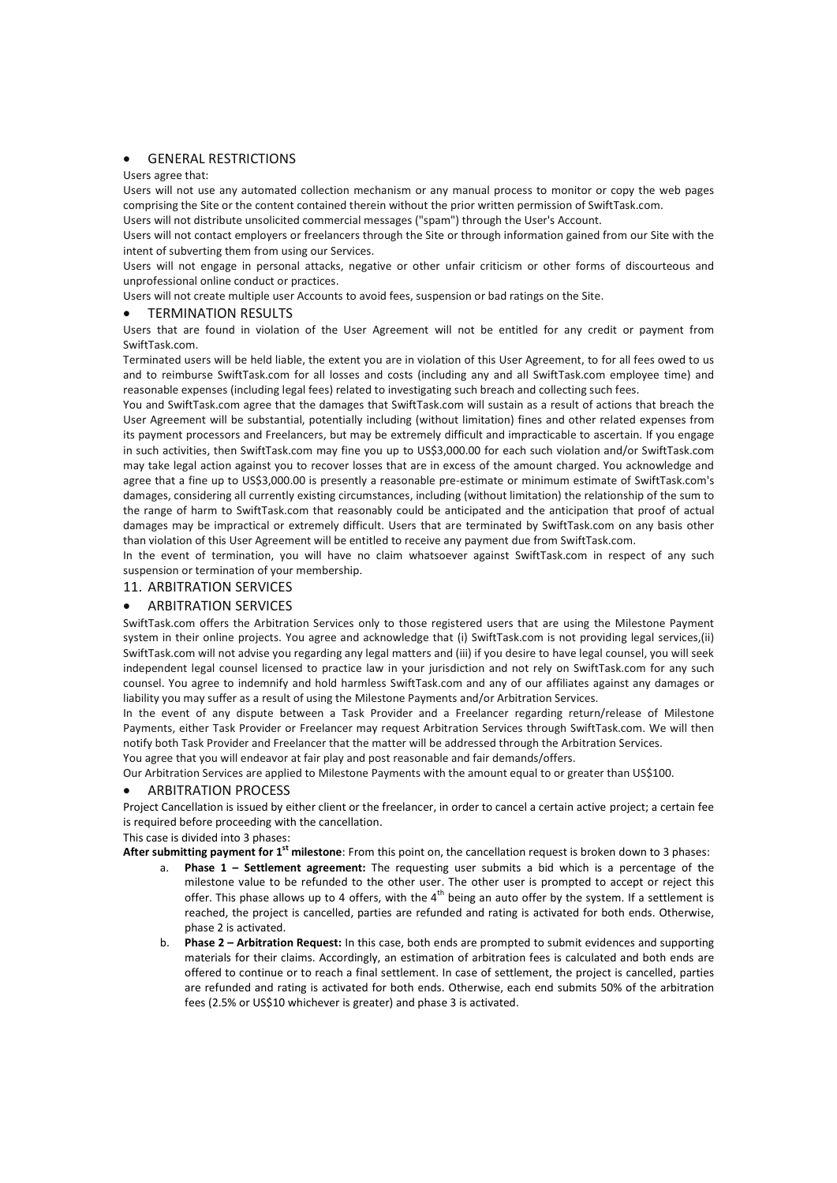- GENERAL RESTRICTIONS

Users agree that:

Users will not use any automated collection mechanism or any manual process to monitor or copy the web pages comprising the Site or the content contained therein without the prior written permission of SwiftTask.com.

Users will not distribute unsolicited commercial messages ("spam") through the User's Account.

Users will not contact employers or freelancers through the Site or through information gained from our Site with the intent of subverting them from using our Services.

Users will not engage in personal attacks, negative or other unfair criticism or other forms of discourteous and unprofessional online conduct or practices.

Users will not create multiple user Accounts to avoid fees, suspension or bad ratings on the Site.

- TERMINATION RESULTS

Users that are found in violation of the User Agreement will not be entitled for any credit or payment from SwiftTask.com.

Terminated users will be held liable, the extent you are in violation of this User Agreement, to for all fees owed to us and to reimburse SwiftTask.com for all losses and costs (including any and all SwiftTask.com employee time) and reasonable expenses (including legal fees) related to investigating such breach and collecting such fees.

You and SwiftTask.com agree that the damages that SwiftTask.com will sustain as a result of actions that breach the User Agreement will be substantial, potentially including (without limitation) fines and other related expenses from its payment processors and Freelancers, but may be extremely difficult and impracticable to ascertain. If you engage in such activities, then SwiftTask.com may fine you up to US$3,000.00 for each such violation and/or SwiftTask.com may take legal action against you to recover losses that are in excess of the amount charged. You acknowledge and agree that a fine up to US$3,000.00 is presently a reasonable pre-estimate or minimum estimate of SwiftTask.com's damages, considering all currently existing circumstances, including (without limitation) the relationship of the sum to the range of harm to SwiftTask.com that reasonably could be anticipated and the anticipation that proof of actual damages may be impractical or extremely difficult. Users that are terminated by SwiftTask.com on any basis other than violation of this User Agreement will be entitled to receive any payment due from SwiftTask.com.

In the event of termination, you will have no claim whatsoever against SwiftTask.com in respect of any such suspension or termination of your membership.

## 11. ARBITRATION SERVICES

- ARBITRATION SERVICES

SwiftTask.com offers the Arbitration Services only to those registered users that are using the Milestone Payment system in their online projects. You agree and acknowledge that (i) SwiftTask.com is not providing legal services,(ii) SwiftTask.com will not advise you regarding any legal matters and (iii) if you desire to have legal counsel, you will seek independent legal counsel licensed to practice law in your jurisdiction and not rely on SwiftTask.com for any such counsel. You agree to indemnify and hold harmless SwiftTask.com and any of our affiliates against any damages or liability you may suffer as a result of using the Milestone Payments and/or Arbitration Services.

In the event of any dispute between a Task Provider and a Freelancer regarding return/release of Milestone Payments, either Task Provider or Freelancer may request Arbitration Services through SwiftTask.com. We will then notify both Task Provider and Freelancer that the matter will be addressed through the Arbitration Services.

You agree that you will endeavor at fair play and post reasonable and fair demands/offers.

Our Arbitration Services are applied to Milestone Payments with the amount equal to or greater than US$100.

- ARBITRATION PROCESS

Project Cancellation is issued by either client or the freelancer, in order to cancel a certain active project; a certain fee is required before proceeding with the cancellation.

This case is divided into 3 phases:

**After submitting payment for 1st milestone**: From this point on, the cancellation request is broken down to 3 phases:

a. **Phase 1 – Settlement agreement:** The requesting user submits a bid which is a percentage of the milestone value to be refunded to the other user. The other user is prompted to accept or reject this offer. This phase allows up to 4 offers, with the 4th being an auto offer by the system. If a settlement is reached, the project is cancelled, parties are refunded and rating is activated for both ends. Otherwise, phase 2 is activated.

b. **Phase 2 – Arbitration Request:** In this case, both ends are prompted to submit evidences and supporting materials for their claims. Accordingly, an estimation of arbitration fees is calculated and both ends are offered to continue or to reach a final settlement. In case of settlement, the project is cancelled, parties are refunded and rating is activated for both ends. Otherwise, each end submits 50% of the arbitration fees (2.5% or US$10 whichever is greater) and phase 3 is activated.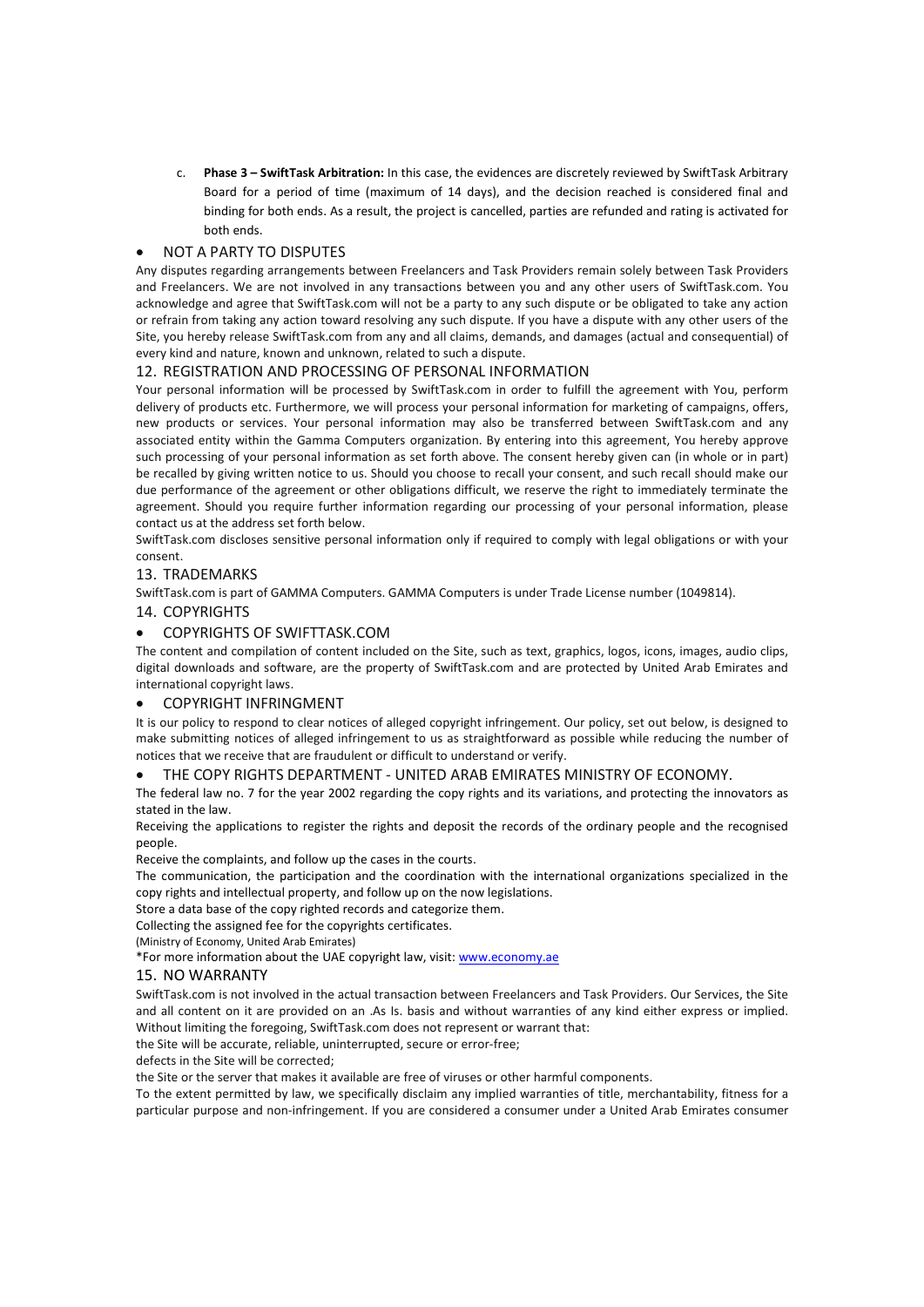c. **Phase 3 – SwiftTask Arbitration:** In this case, the evidences are discretely reviewed by SwiftTask Arbitrary Board for a period of time (maximum of 14 days), and the decision reached is considered final and binding for both ends. As a result, the project is cancelled, parties are refunded and rating is activated for both ends.

- NOT A PARTY TO DISPUTES

Any disputes regarding arrangements between Freelancers and Task Providers remain solely between Task Providers and Freelancers. We are not involved in any transactions between you and any other users of SwiftTask.com. You acknowledge and agree that SwiftTask.com will not be a party to any such dispute or be obligated to take any action or refrain from taking any action toward resolving any such dispute. If you have a dispute with any other users of the Site, you hereby release SwiftTask.com from any and all claims, demands, and damages (actual and consequential) of every kind and nature, known and unknown, related to such a dispute.

## 12. REGISTRATION AND PROCESSING OF PERSONAL INFORMATION

Your personal information will be processed by SwiftTask.com in order to fulfill the agreement with You, perform delivery of products etc. Furthermore, we will process your personal information for marketing of campaigns, offers, new products or services. Your personal information may also be transferred between SwiftTask.com and any associated entity within the Gamma Computers organization. By entering into this agreement, You hereby approve such processing of your personal information as set forth above. The consent hereby given can (in whole or in part) be recalled by giving written notice to us. Should you choose to recall your consent, and such recall should make our due performance of the agreement or other obligations difficult, we reserve the right to immediately terminate the agreement. Should you require further information regarding our processing of your personal information, please contact us at the address set forth below.

SwiftTask.com discloses sensitive personal information only if required to comply with legal obligations or with your consent.

## 13. TRADEMARKS

SwiftTask.com is part of GAMMA Computers. GAMMA Computers is under Trade License number (1049814).

## 14. COPYRIGHTS

- COPYRIGHTS OF SWIFTTASK.COM

The content and compilation of content included on the Site, such as text, graphics, logos, icons, images, audio clips, digital downloads and software, are the property of SwiftTask.com and are protected by United Arab Emirates and international copyright laws.

- COPYRIGHT INFRINGMENT

It is our policy to respond to clear notices of alleged copyright infringement. Our policy, set out below, is designed to make submitting notices of alleged infringement to us as straightforward as possible while reducing the number of notices that we receive that are fraudulent or difficult to understand or verify.

- THE COPY RIGHTS DEPARTMENT - UNITED ARAB EMIRATES MINISTRY OF ECONOMY.

The federal law no. 7 for the year 2002 regarding the copy rights and its variations, and protecting the innovators as stated in the law.

Receiving the applications to register the rights and deposit the records of the ordinary people and the recognised people.

Receive the complaints, and follow up the cases in the courts.

The communication, the participation and the coordination with the international organizations specialized in the copy rights and intellectual property, and follow up on the now legislations.

Store a data base of the copy righted records and categorize them.

Collecting the assigned fee for the copyrights certificates.

(Ministry of Economy, United Arab Emirates)

*For more information about the UAE copyright law, visit: www.economy.ae

## 15. NO WARRANTY

SwiftTask.com is not involved in the actual transaction between Freelancers and Task Providers. Our Services, the Site and all content on it are provided on an .As Is. basis and without warranties of any kind either express or implied. Without limiting the foregoing, SwiftTask.com does not represent or warrant that:

the Site will be accurate, reliable, uninterrupted, secure or error-free;

defects in the Site will be corrected;

the Site or the server that makes it available are free of viruses or other harmful components.

To the extent permitted by law, we specifically disclaim any implied warranties of title, merchantability, fitness for a particular purpose and non-infringement. If you are considered a consumer under a United Arab Emirates consumer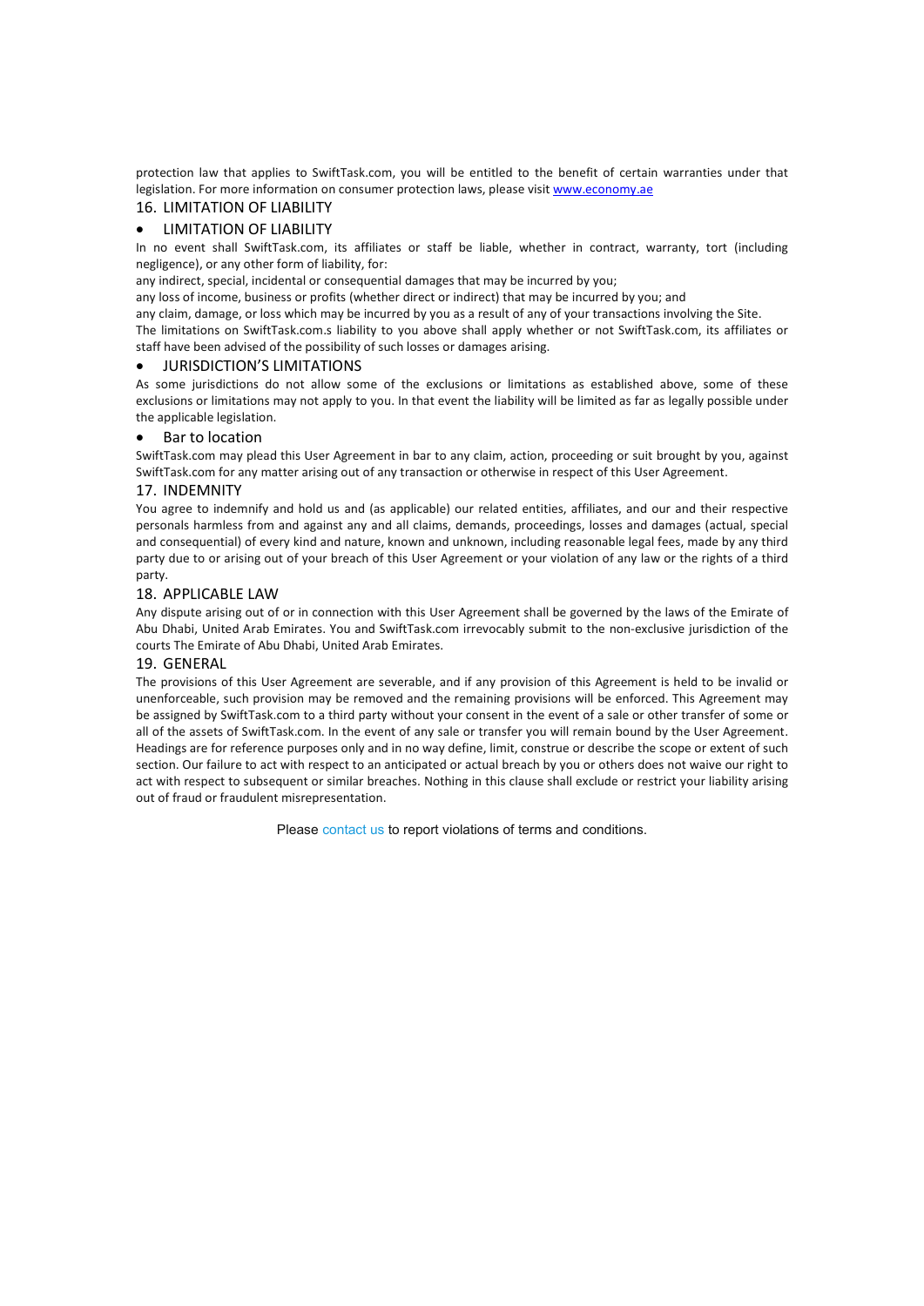protection law that applies to SwiftTask.com, you will be entitled to the benefit of certain warranties under that legislation. For more information on consumer protection laws, please visit [www.economy.ae](http://www.economy.ae)

## 16. LIMITATION OF LIABILITY

- LIMITATION OF LIABILITY

In no event shall SwiftTask.com, its affiliates or staff be liable, whether in contract, warranty, tort (including negligence), or any other form of liability, for:

any indirect, special, incidental or consequential damages that may be incurred by you;

any loss of income, business or profits (whether direct or indirect) that may be incurred by you; and

any claim, damage, or loss which may be incurred by you as a result of any of your transactions involving the Site.

The limitations on SwiftTask.com.s liability to you above shall apply whether or not SwiftTask.com, its affiliates or staff have been advised of the possibility of such losses or damages arising.

- JURISDICTION'S LIMITATIONS

As some jurisdictions do not allow some of the exclusions or limitations as established above, some of these exclusions or limitations may not apply to you. In that event the liability will be limited as far as legally possible under the applicable legislation.

- Bar to location

SwiftTask.com may plead this User Agreement in bar to any claim, action, proceeding or suit brought by you, against SwiftTask.com for any matter arising out of any transaction or otherwise in respect of this User Agreement.

## 17. INDEMNITY

You agree to indemnify and hold us and (as applicable) our related entities, affiliates, and our and their respective personals harmless from and against any and all claims, demands, proceedings, losses and damages (actual, special and consequential) of every kind and nature, known and unknown, including reasonable legal fees, made by any third party due to or arising out of your breach of this User Agreement or your violation of any law or the rights of a third party.

## 18. APPLICABLE LAW

Any dispute arising out of or in connection with this User Agreement shall be governed by the laws of the Emirate of Abu Dhabi, United Arab Emirates. You and SwiftTask.com irrevocably submit to the non-exclusive jurisdiction of the courts The Emirate of Abu Dhabi, United Arab Emirates.

## 19. GENERAL

The provisions of this User Agreement are severable, and if any provision of this Agreement is held to be invalid or unenforceable, such provision may be removed and the remaining provisions will be enforced. This Agreement may be assigned by SwiftTask.com to a third party without your consent in the event of a sale or other transfer of some or all of the assets of SwiftTask.com. In the event of any sale or transfer you will remain bound by the User Agreement. Headings are for reference purposes only and in no way define, limit, construe or describe the scope or extent of such section. Our failure to act with respect to an anticipated or actual breach by you or others does not waive our right to act with respect to subsequent or similar breaches. Nothing in this clause shall exclude or restrict your liability arising out of fraud or fraudulent misrepresentation.

Please contact us to report violations of terms and conditions.